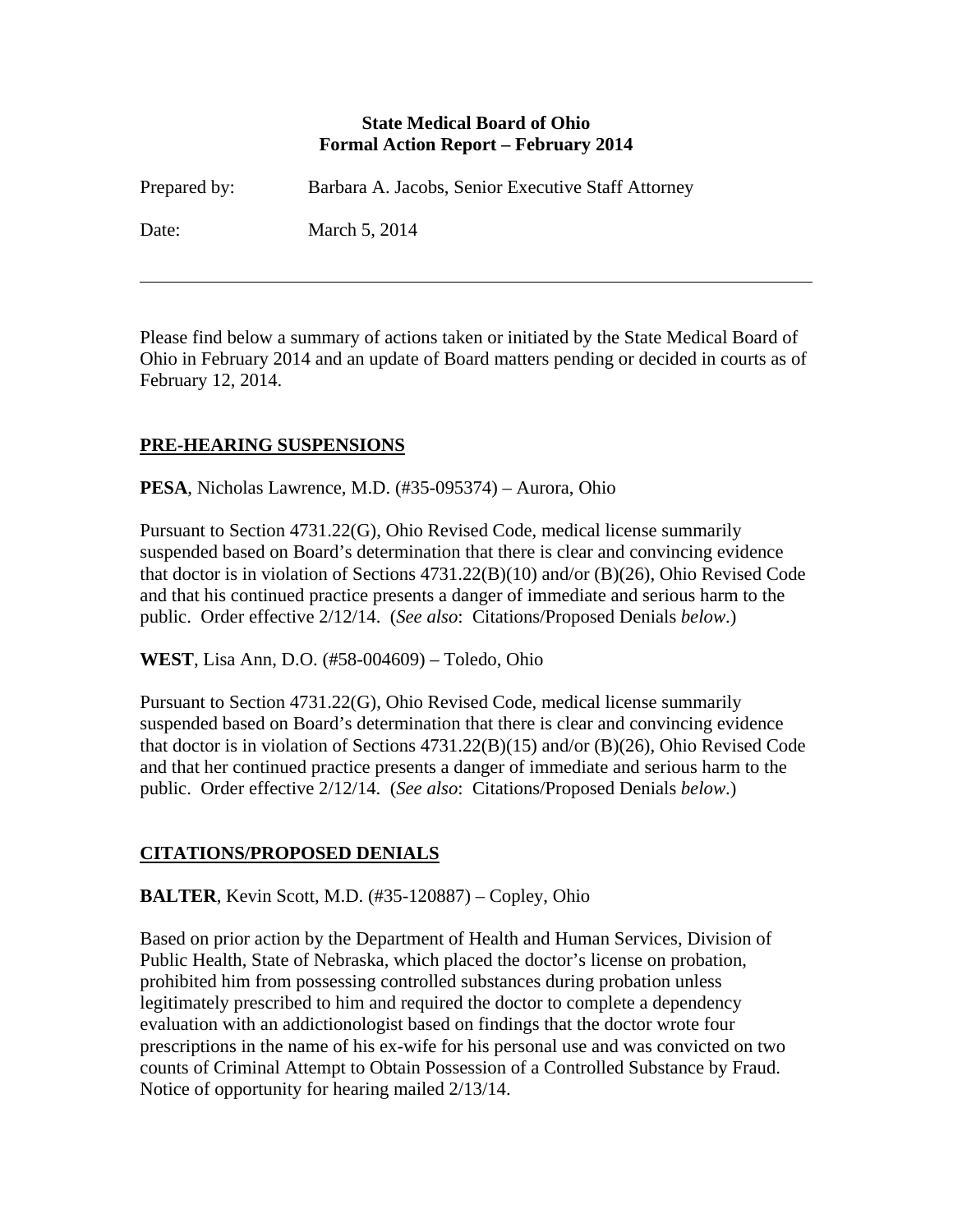**State Medical Board of Ohio**
**Formal Action Report – February 2014**

Prepared by: Barbara A. Jacobs, Senior Executive Staff Attorney

Date: March 5, 2014

---

Please find below a summary of actions taken or initiated by the State Medical Board of Ohio in February 2014 and an update of Board matters pending or decided in courts as of February 12, 2014.

## PRE-HEARING SUSPENSIONS

**PESA**, Nicholas Lawrence, M.D. (#35-095374) – Aurora, Ohio

Pursuant to Section 4731.22(G), Ohio Revised Code, medical license summarily suspended based on Board's determination that there is clear and convincing evidence that doctor is in violation of Sections 4731.22(B)(10) and/or (B)(26), Ohio Revised Code and that his continued practice presents a danger of immediate and serious harm to the public. Order effective 2/12/14. (*See also*: Citations/Proposed Denials *below*.)

**WEST**, Lisa Ann, D.O. (#58-004609) – Toledo, Ohio

Pursuant to Section 4731.22(G), Ohio Revised Code, medical license summarily suspended based on Board's determination that there is clear and convincing evidence that doctor is in violation of Sections 4731.22(B)(15) and/or (B)(26), Ohio Revised Code and that her continued practice presents a danger of immediate and serious harm to the public. Order effective 2/12/14. (*See also*: Citations/Proposed Denials *below*.)

## CITATIONS/PROPOSED DENIALS

**BALTER**, Kevin Scott, M.D. (#35-120887) – Copley, Ohio

Based on prior action by the Department of Health and Human Services, Division of Public Health, State of Nebraska, which placed the doctor's license on probation, prohibited him from possessing controlled substances during probation unless legitimately prescribed to him and required the doctor to complete a dependency evaluation with an addictionologist based on findings that the doctor wrote four prescriptions in the name of his ex-wife for his personal use and was convicted on two counts of Criminal Attempt to Obtain Possession of a Controlled Substance by Fraud. Notice of opportunity for hearing mailed 2/13/14.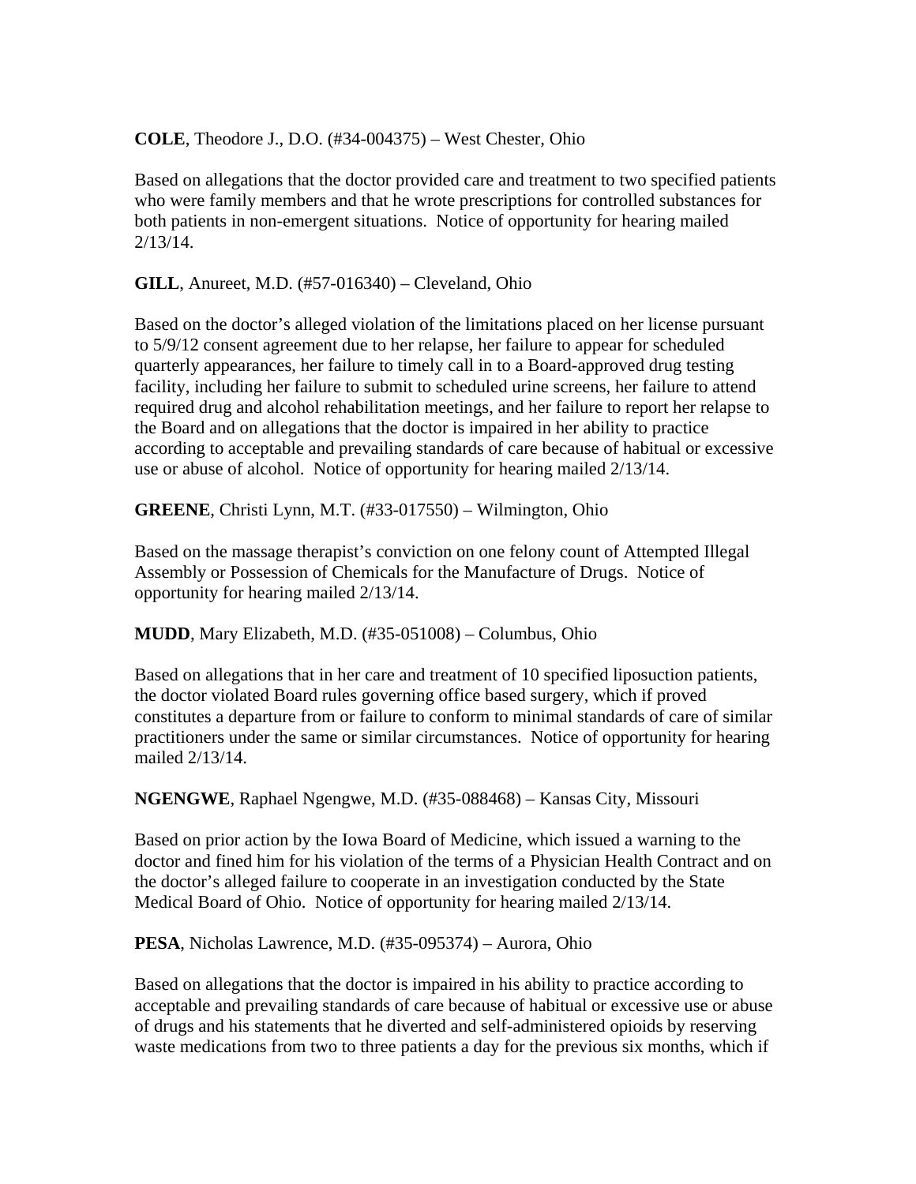**COLE**, Theodore J., D.O. (#34-004375) – West Chester, Ohio

Based on allegations that the doctor provided care and treatment to two specified patients who were family members and that he wrote prescriptions for controlled substances for both patients in non-emergent situations. Notice of opportunity for hearing mailed 2/13/14.

**GILL**, Anureet, M.D. (#57-016340) – Cleveland, Ohio

Based on the doctor's alleged violation of the limitations placed on her license pursuant to 5/9/12 consent agreement due to her relapse, her failure to appear for scheduled quarterly appearances, her failure to timely call in to a Board-approved drug testing facility, including her failure to submit to scheduled urine screens, her failure to attend required drug and alcohol rehabilitation meetings, and her failure to report her relapse to the Board and on allegations that the doctor is impaired in her ability to practice according to acceptable and prevailing standards of care because of habitual or excessive use or abuse of alcohol. Notice of opportunity for hearing mailed 2/13/14.

**GREENE**, Christi Lynn, M.T. (#33-017550) – Wilmington, Ohio

Based on the massage therapist's conviction on one felony count of Attempted Illegal Assembly or Possession of Chemicals for the Manufacture of Drugs. Notice of opportunity for hearing mailed 2/13/14.

**MUDD**, Mary Elizabeth, M.D. (#35-051008) – Columbus, Ohio

Based on allegations that in her care and treatment of 10 specified liposuction patients, the doctor violated Board rules governing office based surgery, which if proved constitutes a departure from or failure to conform to minimal standards of care of similar practitioners under the same or similar circumstances. Notice of opportunity for hearing mailed 2/13/14.

**NGENGWE**, Raphael Ngengwe, M.D. (#35-088468) – Kansas City, Missouri

Based on prior action by the Iowa Board of Medicine, which issued a warning to the doctor and fined him for his violation of the terms of a Physician Health Contract and on the doctor's alleged failure to cooperate in an investigation conducted by the State Medical Board of Ohio. Notice of opportunity for hearing mailed 2/13/14.

**PESA**, Nicholas Lawrence, M.D. (#35-095374) – Aurora, Ohio

Based on allegations that the doctor is impaired in his ability to practice according to acceptable and prevailing standards of care because of habitual or excessive use or abuse of drugs and his statements that he diverted and self-administered opioids by reserving waste medications from two to three patients a day for the previous six months, which if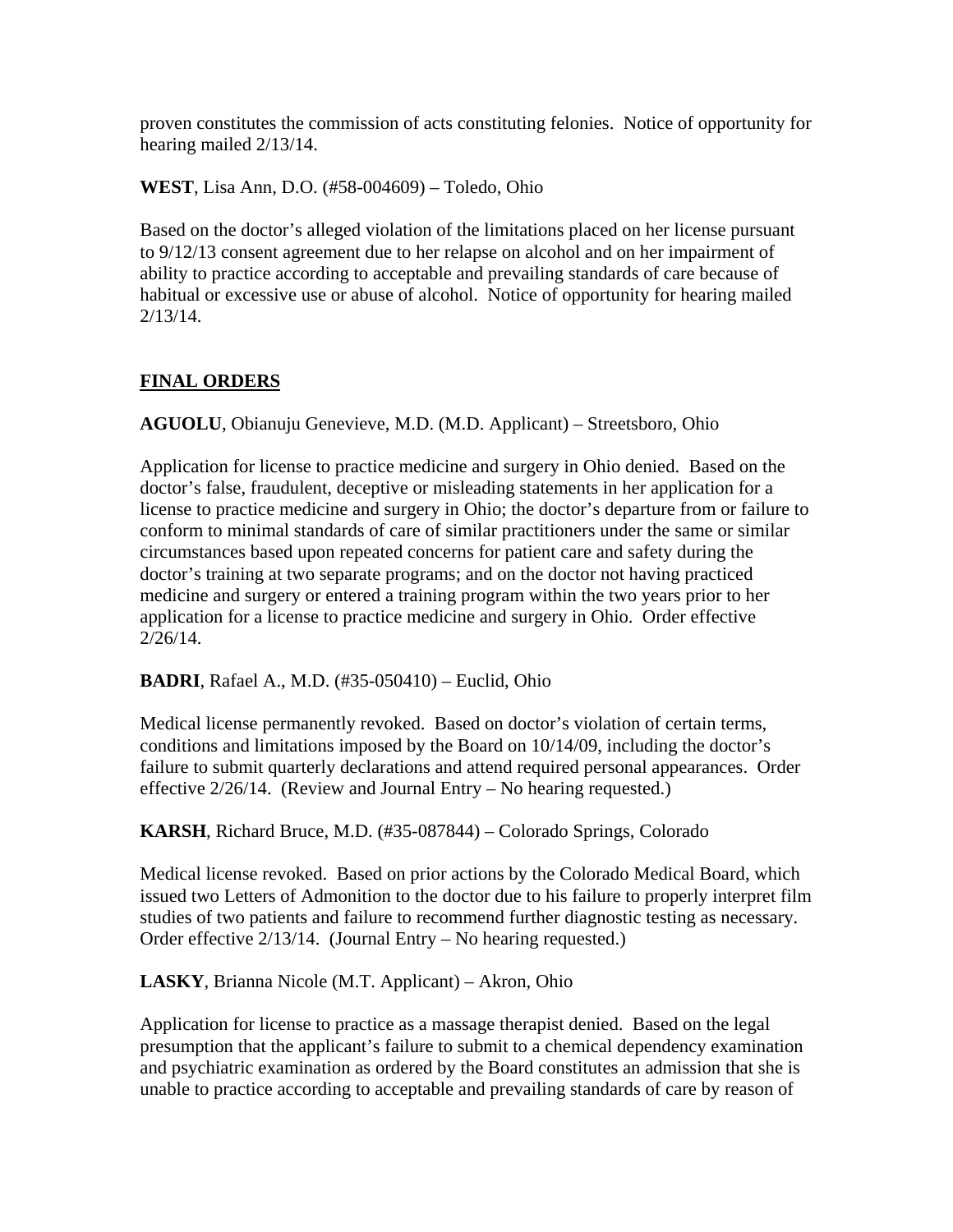proven constitutes the commission of acts constituting felonies. Notice of opportunity for hearing mailed 2/13/14.

**WEST**, Lisa Ann, D.O. (#58-004609) – Toledo, Ohio

Based on the doctor's alleged violation of the limitations placed on her license pursuant to 9/12/13 consent agreement due to her relapse on alcohol and on her impairment of ability to practice according to acceptable and prevailing standards of care because of habitual or excessive use or abuse of alcohol. Notice of opportunity for hearing mailed 2/13/14.

## FINAL ORDERS

**AGUOLU**, Obianuju Genevieve, M.D. (M.D. Applicant) – Streetsboro, Ohio

Application for license to practice medicine and surgery in Ohio denied. Based on the doctor's false, fraudulent, deceptive or misleading statements in her application for a license to practice medicine and surgery in Ohio; the doctor's departure from or failure to conform to minimal standards of care of similar practitioners under the same or similar circumstances based upon repeated concerns for patient care and safety during the doctor's training at two separate programs; and on the doctor not having practiced medicine and surgery or entered a training program within the two years prior to her application for a license to practice medicine and surgery in Ohio. Order effective 2/26/14.

**BADRI**, Rafael A., M.D. (#35-050410) – Euclid, Ohio

Medical license permanently revoked. Based on doctor's violation of certain terms, conditions and limitations imposed by the Board on 10/14/09, including the doctor's failure to submit quarterly declarations and attend required personal appearances. Order effective 2/26/14. (Review and Journal Entry – No hearing requested.)

**KARSH**, Richard Bruce, M.D. (#35-087844) – Colorado Springs, Colorado

Medical license revoked. Based on prior actions by the Colorado Medical Board, which issued two Letters of Admonition to the doctor due to his failure to properly interpret film studies of two patients and failure to recommend further diagnostic testing as necessary. Order effective 2/13/14. (Journal Entry – No hearing requested.)

**LASKY**, Brianna Nicole (M.T. Applicant) – Akron, Ohio

Application for license to practice as a massage therapist denied. Based on the legal presumption that the applicant's failure to submit to a chemical dependency examination and psychiatric examination as ordered by the Board constitutes an admission that she is unable to practice according to acceptable and prevailing standards of care by reason of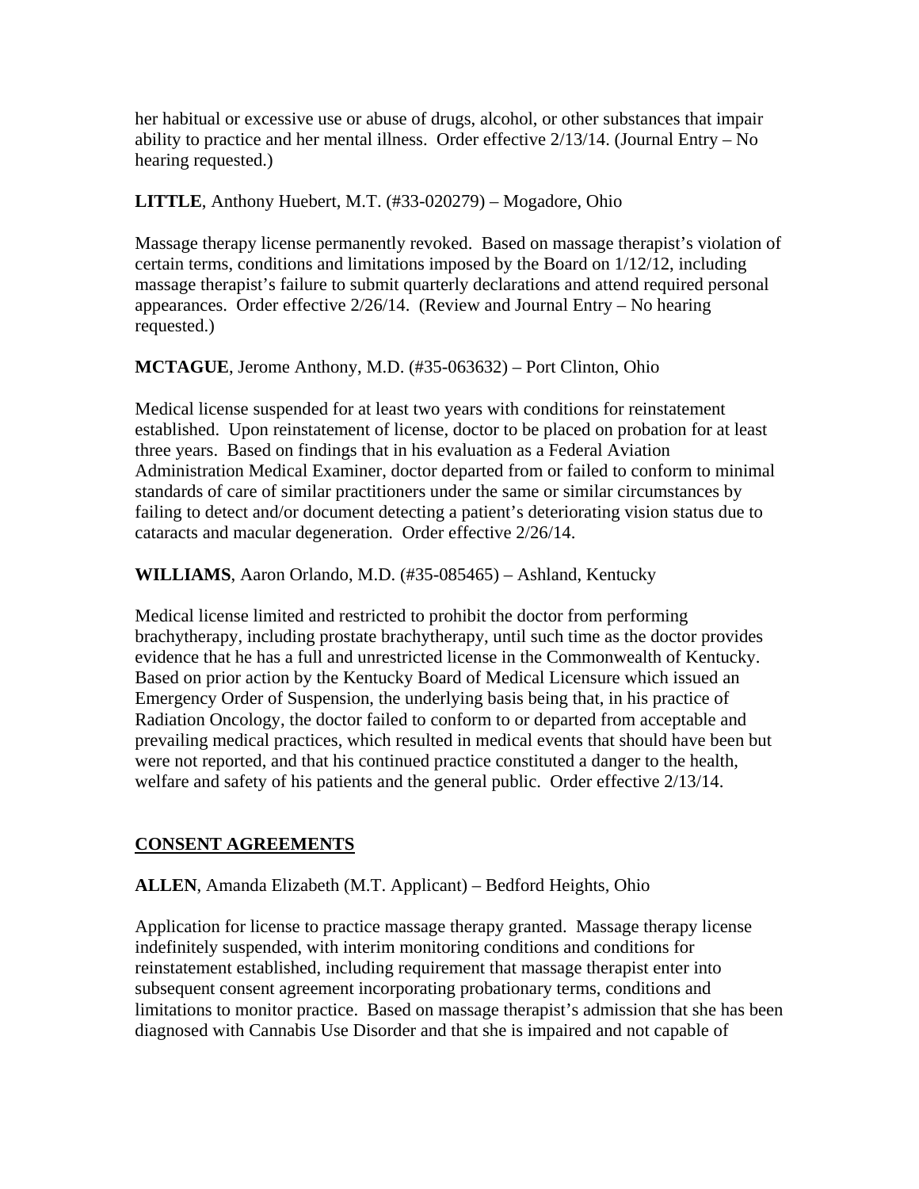her habitual or excessive use or abuse of drugs, alcohol, or other substances that impair ability to practice and her mental illness. Order effective 2/13/14. (Journal Entry – No hearing requested.)

**LITTLE**, Anthony Huebert, M.T. (#33-020279) – Mogadore, Ohio

Massage therapy license permanently revoked. Based on massage therapist's violation of certain terms, conditions and limitations imposed by the Board on 1/12/12, including massage therapist's failure to submit quarterly declarations and attend required personal appearances. Order effective 2/26/14. (Review and Journal Entry – No hearing requested.)

**MCTAGUE**, Jerome Anthony, M.D. (#35-063632) – Port Clinton, Ohio

Medical license suspended for at least two years with conditions for reinstatement established. Upon reinstatement of license, doctor to be placed on probation for at least three years. Based on findings that in his evaluation as a Federal Aviation Administration Medical Examiner, doctor departed from or failed to conform to minimal standards of care of similar practitioners under the same or similar circumstances by failing to detect and/or document detecting a patient's deteriorating vision status due to cataracts and macular degeneration. Order effective 2/26/14.

**WILLIAMS**, Aaron Orlando, M.D. (#35-085465) – Ashland, Kentucky

Medical license limited and restricted to prohibit the doctor from performing brachytherapy, including prostate brachytherapy, until such time as the doctor provides evidence that he has a full and unrestricted license in the Commonwealth of Kentucky. Based on prior action by the Kentucky Board of Medical Licensure which issued an Emergency Order of Suspension, the underlying basis being that, in his practice of Radiation Oncology, the doctor failed to conform to or departed from acceptable and prevailing medical practices, which resulted in medical events that should have been but were not reported, and that his continued practice constituted a danger to the health, welfare and safety of his patients and the general public. Order effective 2/13/14.

## CONSENT AGREEMENTS

**ALLEN**, Amanda Elizabeth (M.T. Applicant) – Bedford Heights, Ohio

Application for license to practice massage therapy granted. Massage therapy license indefinitely suspended, with interim monitoring conditions and conditions for reinstatement established, including requirement that massage therapist enter into subsequent consent agreement incorporating probationary terms, conditions and limitations to monitor practice. Based on massage therapist's admission that she has been diagnosed with Cannabis Use Disorder and that she is impaired and not capable of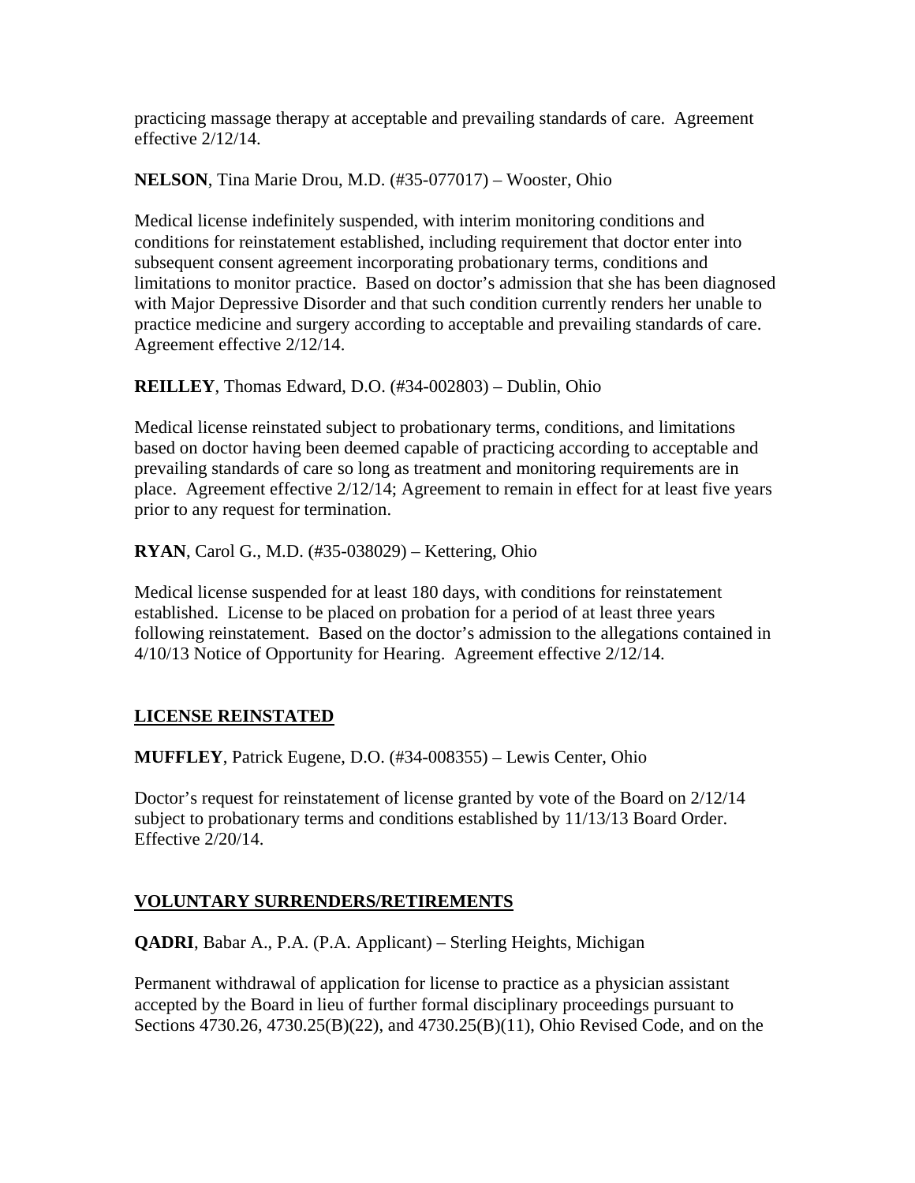practicing massage therapy at acceptable and prevailing standards of care. Agreement effective 2/12/14.

**NELSON**, Tina Marie Drou, M.D. (#35-077017) – Wooster, Ohio

Medical license indefinitely suspended, with interim monitoring conditions and conditions for reinstatement established, including requirement that doctor enter into subsequent consent agreement incorporating probationary terms, conditions and limitations to monitor practice. Based on doctor's admission that she has been diagnosed with Major Depressive Disorder and that such condition currently renders her unable to practice medicine and surgery according to acceptable and prevailing standards of care. Agreement effective 2/12/14.

**REILLEY**, Thomas Edward, D.O. (#34-002803) – Dublin, Ohio

Medical license reinstated subject to probationary terms, conditions, and limitations based on doctor having been deemed capable of practicing according to acceptable and prevailing standards of care so long as treatment and monitoring requirements are in place. Agreement effective 2/12/14; Agreement to remain in effect for at least five years prior to any request for termination.

**RYAN**, Carol G., M.D. (#35-038029) – Kettering, Ohio

Medical license suspended for at least 180 days, with conditions for reinstatement established. License to be placed on probation for a period of at least three years following reinstatement. Based on the doctor's admission to the allegations contained in 4/10/13 Notice of Opportunity for Hearing. Agreement effective 2/12/14.

## LICENSE REINSTATED

**MUFFLEY**, Patrick Eugene, D.O. (#34-008355) – Lewis Center, Ohio

Doctor's request for reinstatement of license granted by vote of the Board on 2/12/14 subject to probationary terms and conditions established by 11/13/13 Board Order. Effective 2/20/14.

## VOLUNTARY SURRENDERS/RETIREMENTS

**QADRI**, Babar A., P.A. (P.A. Applicant) – Sterling Heights, Michigan

Permanent withdrawal of application for license to practice as a physician assistant accepted by the Board in lieu of further formal disciplinary proceedings pursuant to Sections 4730.26, 4730.25(B)(22), and 4730.25(B)(11), Ohio Revised Code, and on the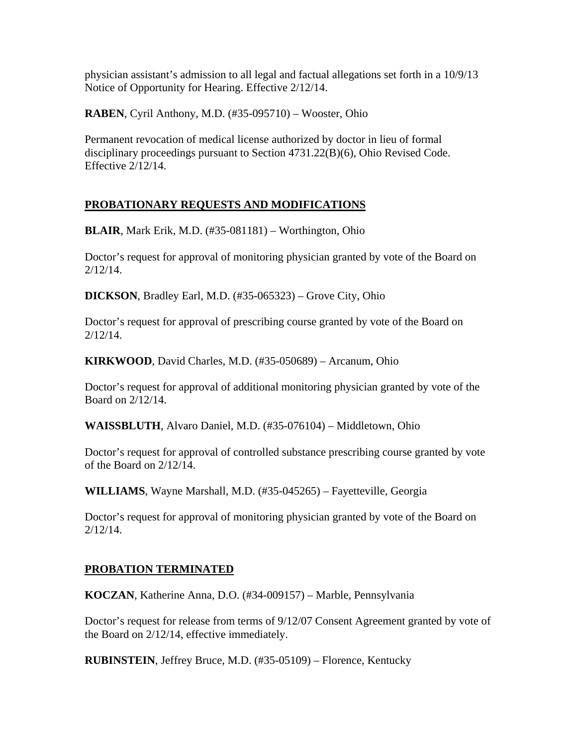physician assistant's admission to all legal and factual allegations set forth in a 10/9/13 Notice of Opportunity for Hearing. Effective 2/12/14.

**RABEN**, Cyril Anthony, M.D. (#35-095710) – Wooster, Ohio

Permanent revocation of medical license authorized by doctor in lieu of formal disciplinary proceedings pursuant to Section 4731.22(B)(6), Ohio Revised Code. Effective 2/12/14.

## PROBATIONARY REQUESTS AND MODIFICATIONS

**BLAIR**, Mark Erik, M.D. (#35-081181) – Worthington, Ohio

Doctor's request for approval of monitoring physician granted by vote of the Board on 2/12/14.

**DICKSON**, Bradley Earl, M.D. (#35-065323) – Grove City, Ohio

Doctor's request for approval of prescribing course granted by vote of the Board on 2/12/14.

**KIRKWOOD**, David Charles, M.D. (#35-050689) – Arcanum, Ohio

Doctor's request for approval of additional monitoring physician granted by vote of the Board on 2/12/14.

**WAISSBLUTH**, Alvaro Daniel, M.D. (#35-076104) – Middletown, Ohio

Doctor's request for approval of controlled substance prescribing course granted by vote of the Board on 2/12/14.

**WILLIAMS**, Wayne Marshall, M.D. (#35-045265) – Fayetteville, Georgia

Doctor's request for approval of monitoring physician granted by vote of the Board on 2/12/14.

## PROBATION TERMINATED

**KOCZAN**, Katherine Anna, D.O. (#34-009157) – Marble, Pennsylvania

Doctor's request for release from terms of 9/12/07 Consent Agreement granted by vote of the Board on 2/12/14, effective immediately.

**RUBINSTEIN**, Jeffrey Bruce, M.D. (#35-05109) – Florence, Kentucky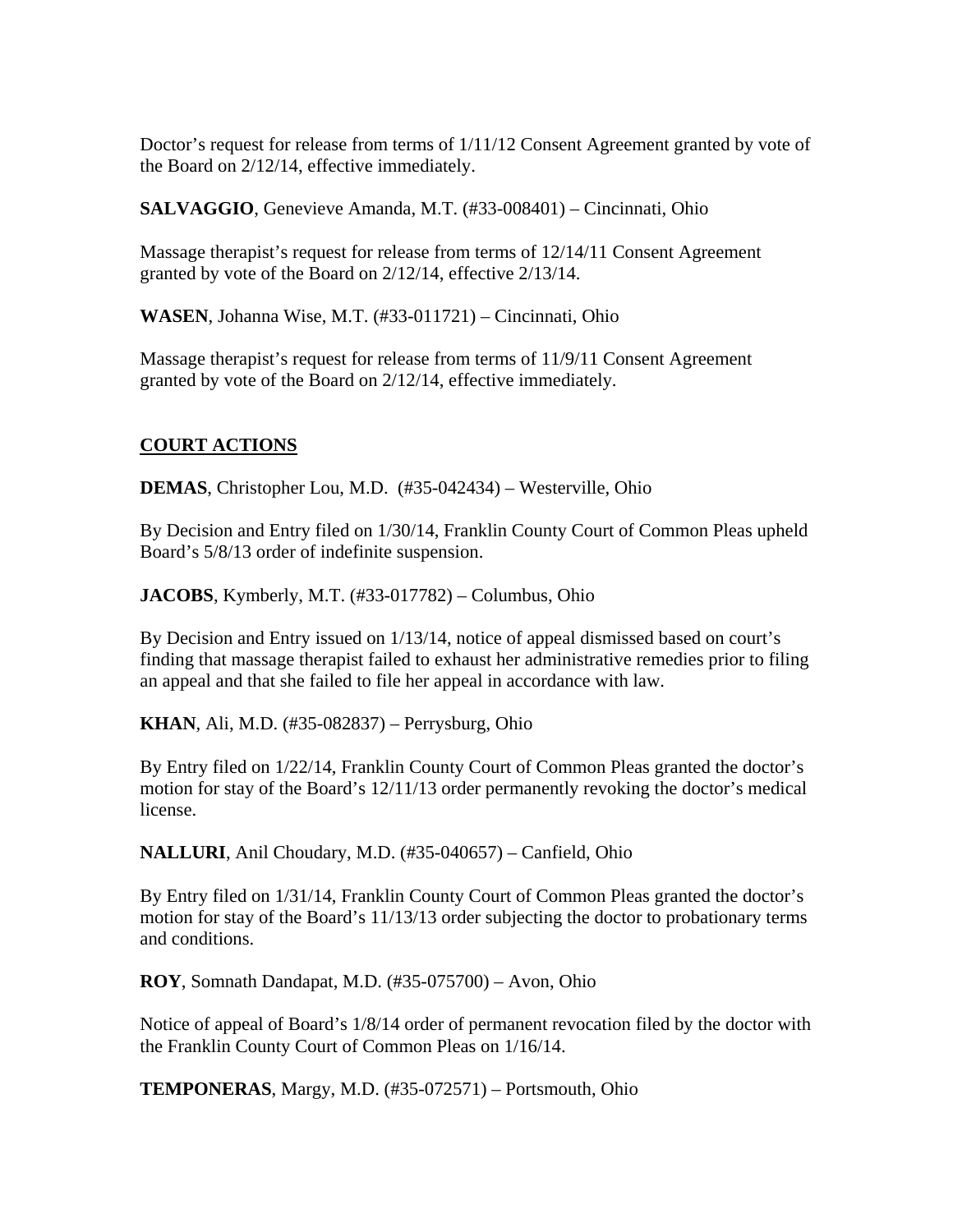Doctor's request for release from terms of 1/11/12 Consent Agreement granted by vote of the Board on 2/12/14, effective immediately.

**SALVAGGIO**, Genevieve Amanda, M.T. (#33-008401) – Cincinnati, Ohio

Massage therapist's request for release from terms of 12/14/11 Consent Agreement granted by vote of the Board on 2/12/14, effective 2/13/14.

**WASEN**, Johanna Wise, M.T. (#33-011721) – Cincinnati, Ohio

Massage therapist's request for release from terms of 11/9/11 Consent Agreement granted by vote of the Board on 2/12/14, effective immediately.

## COURT ACTIONS

**DEMAS**, Christopher Lou, M.D. (#35-042434) – Westerville, Ohio

By Decision and Entry filed on 1/30/14, Franklin County Court of Common Pleas upheld Board's 5/8/13 order of indefinite suspension.

**JACOBS**, Kymberly, M.T. (#33-017782) – Columbus, Ohio

By Decision and Entry issued on 1/13/14, notice of appeal dismissed based on court's finding that massage therapist failed to exhaust her administrative remedies prior to filing an appeal and that she failed to file her appeal in accordance with law.

**KHAN**, Ali, M.D. (#35-082837) – Perrysburg, Ohio

By Entry filed on 1/22/14, Franklin County Court of Common Pleas granted the doctor's motion for stay of the Board's 12/11/13 order permanently revoking the doctor's medical license.

**NALLURI**, Anil Choudary, M.D. (#35-040657) – Canfield, Ohio

By Entry filed on 1/31/14, Franklin County Court of Common Pleas granted the doctor's motion for stay of the Board's 11/13/13 order subjecting the doctor to probationary terms and conditions.

**ROY**, Somnath Dandapat, M.D. (#35-075700) – Avon, Ohio

Notice of appeal of Board's 1/8/14 order of permanent revocation filed by the doctor with the Franklin County Court of Common Pleas on 1/16/14.

**TEMPONERAS**, Margy, M.D. (#35-072571) – Portsmouth, Ohio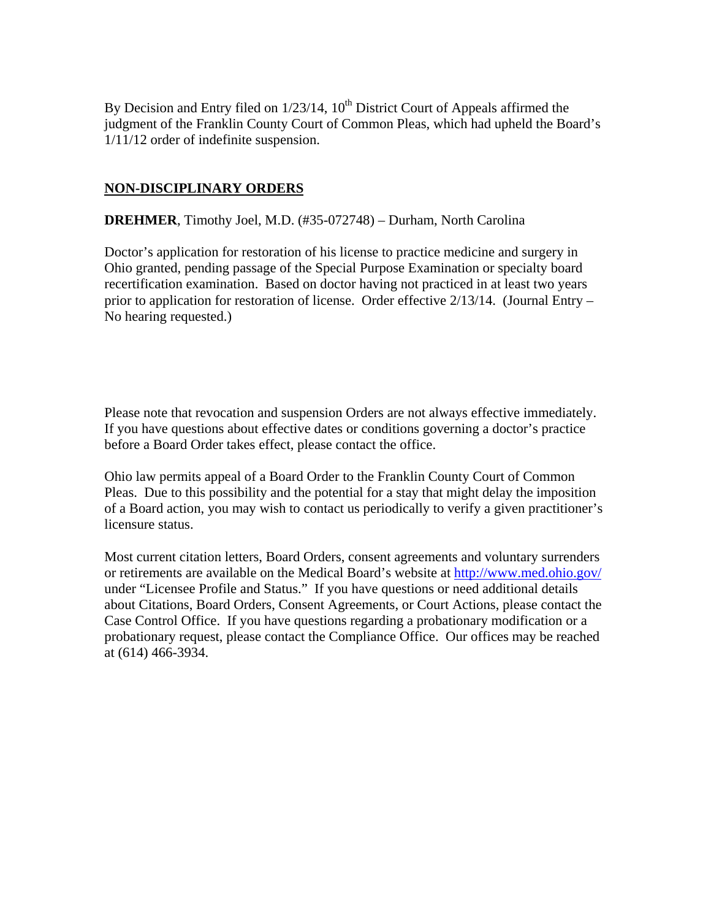By Decision and Entry filed on 1/23/14, 10th District Court of Appeals affirmed the judgment of the Franklin County Court of Common Pleas, which had upheld the Board's 1/11/12 order of indefinite suspension.

## NON-DISCIPLINARY ORDERS

**DREHMER**, Timothy Joel, M.D. (#35-072748) – Durham, North Carolina

Doctor's application for restoration of his license to practice medicine and surgery in Ohio granted, pending passage of the Special Purpose Examination or specialty board recertification examination. Based on doctor having not practiced in at least two years prior to application for restoration of license. Order effective 2/13/14. (Journal Entry – No hearing requested.)

Please note that revocation and suspension Orders are not always effective immediately. If you have questions about effective dates or conditions governing a doctor's practice before a Board Order takes effect, please contact the office.

Ohio law permits appeal of a Board Order to the Franklin County Court of Common Pleas. Due to this possibility and the potential for a stay that might delay the imposition of a Board action, you may wish to contact us periodically to verify a given practitioner's licensure status.

Most current citation letters, Board Orders, consent agreements and voluntary surrenders or retirements are available on the Medical Board's website at http://www.med.ohio.gov/ under "Licensee Profile and Status." If you have questions or need additional details about Citations, Board Orders, Consent Agreements, or Court Actions, please contact the Case Control Office. If you have questions regarding a probationary modification or a probationary request, please contact the Compliance Office. Our offices may be reached at (614) 466-3934.